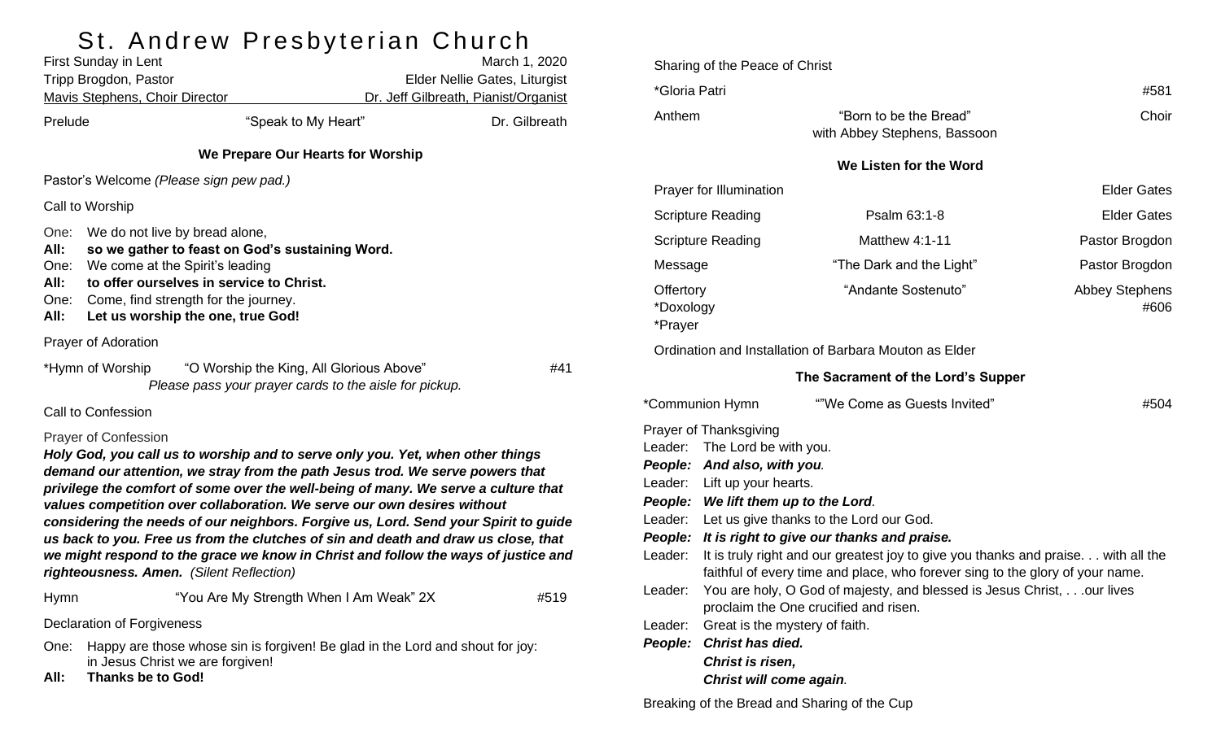# St. Andrew Presbyterian Church

First Sunday in Lent — March 1, 2020
Tripp Brogdon, Pastor — Elder Nellie Gates, Liturgist
Mavis Stephens, Choir Director — Dr. Jeff Gilbreath, Pianist/Organist

Prelude — "Speak to My Heart" — Dr. Gilbreath

### We Prepare Our Hearts for Worship

Pastor's Welcome *(Please sign pew pad.)*

Call to Worship

One: We do not live by bread alone,
**All: so we gather to feast on God's sustaining Word.**
One: We come at the Spirit's leading
**All: to offer ourselves in service to Christ.**
One: Come, find strength for the journey.
**All: Let us worship the one, true God!**

Prayer of Adoration

*Hymn of Worship — "O Worship the King, All Glorious Above" — #41
*Please pass your prayer cards to the aisle for pickup.*

Call to Confession

Prayer of Confession
***Holy God, you call us to worship and to serve only you. Yet, when other things demand our attention, we stray from the path Jesus trod. We serve powers that privilege the comfort of some over the well-being of many. We serve a culture that values competition over collaboration. We serve our own desires without considering the needs of our neighbors. Forgive us, Lord. Send your Spirit to guide us back to you. Free us from the clutches of sin and death and draw us close, that we might respond to the grace we know in Christ and follow the ways of justice and righteousness. Amen.*** *(Silent Reflection)*

Hymn — "You Are My Strength When I Am Weak" 2X — #519

Declaration of Forgiveness

One: Happy are those whose sin is forgiven! Be glad in the Lord and shout for joy: in Jesus Christ we are forgiven!
**All: Thanks be to God!**

Sharing of the Peace of Christ

*Gloria Patri — #581

Anthem — "Born to be the Bread" with Abbey Stephens, Bassoon — Choir

### We Listen for the Word

Prayer for Illumination — Elder Gates
Scripture Reading — Psalm 63:1-8 — Elder Gates
Scripture Reading — Matthew 4:1-11 — Pastor Brogdon
Message — "The Dark and the Light" — Pastor Brogdon
Offertory — "Andante Sostenuto" — Abbey Stephens
*Doxology — #606
*Prayer

Ordination and Installation of Barbara Mouton as Elder

### The Sacrament of the Lord's Supper

*Communion Hymn — ""We Come as Guests Invited" — #504

Prayer of Thanksgiving
Leader: The Lord be with you.
***People: And also, with you.***
Leader: Lift up your hearts.
***People: We lift them up to the Lord.***
Leader: Let us give thanks to the Lord our God.
***People: It is right to give our thanks and praise.***
Leader: It is truly right and our greatest joy to give you thanks and praise. . . with all the faithful of every time and place, who forever sing to the glory of your name.
Leader: You are holy, O God of majesty, and blessed is Jesus Christ, . . .our lives proclaim the One crucified and risen.
Leader: Great is the mystery of faith.
***People: Christ has died.
Christ is risen,
Christ will come again.***

Breaking of the Bread and Sharing of the Cup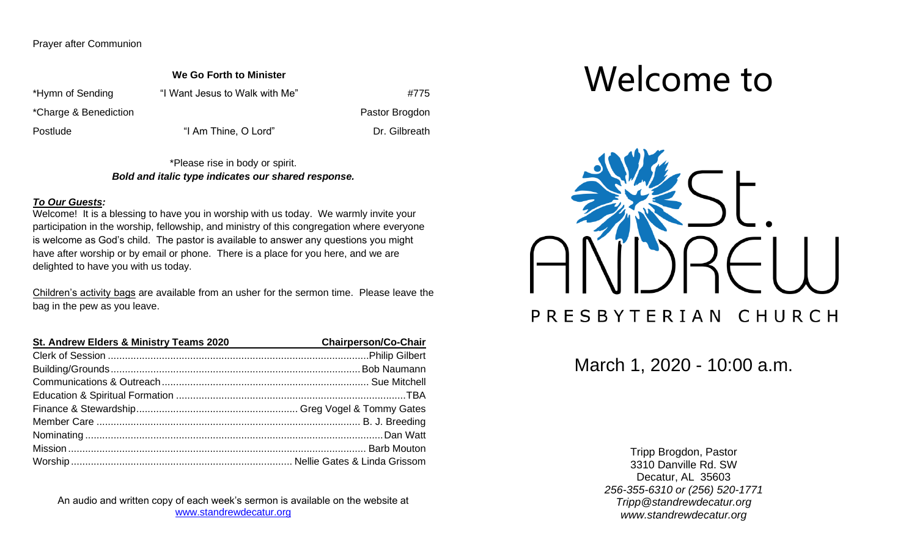Prayer after Communion

**We Go Forth to Minister**

| | | |
|---|---|---|
| *Hymn of Sending | "I Want Jesus to Walk with Me" | #775 |
| *Charge & Benediction | | Pastor Brogdon |
| Postlude | "I Am Thine, O Lord" | Dr. Gilbreath |

*Please rise in body or spirit.
***Bold and italic type indicates our shared response.***

***To Our Guests:***
Welcome! It is a blessing to have you in worship with us today. We warmly invite your participation in the worship, fellowship, and ministry of this congregation where everyone is welcome as God's child. The pastor is available to answer any questions you might have after worship or by email or phone. There is a place for you here, and we are delighted to have you with us today.

Children's activity bags are available from an usher for the sermon time. Please leave the bag in the pew as you leave.

| St. Andrew Elders & Ministry Teams 2020 | Chairperson/Co-Chair |
|---|---|
| Clerk of Session | Philip Gilbert |
| Building/Grounds | Bob Naumann |
| Communications & Outreach | Sue Mitchell |
| Education & Spiritual Formation | TBA |
| Finance & Stewardship | Greg Vogel & Tommy Gates |
| Member Care | B. J. Breeding |
| Nominating | Dan Watt |
| Mission | Barb Mouton |
| Worship | Nellie Gates & Linda Grissom |

An audio and written copy of each week's sermon is available on the website at www.standrewdecatur.org

# Welcome to

# St. ANDREW
## PRESBYTERIAN CHURCH

March 1, 2020 - 10:00 a.m.

Tripp Brogdon, Pastor
3310 Danville Rd. SW
Decatur, AL 35603
*256-355-6310 or (256) 520-1771*
*Tripp@standrewdecatur.org*
*www.standrewdecatur.org*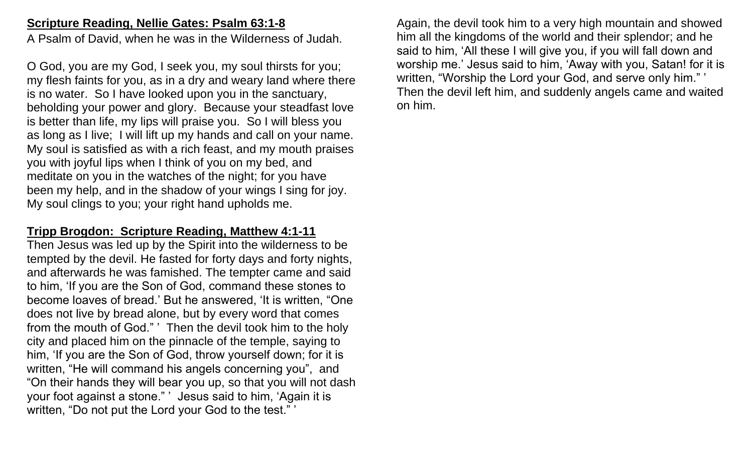**Scripture Reading, Nellie Gates: Psalm 63:1-8**

A Psalm of David, when he was in the Wilderness of Judah.

O God, you are my God, I seek you, my soul thirsts for you; my flesh faints for you, as in a dry and weary land where there is no water. So I have looked upon you in the sanctuary, beholding your power and glory. Because your steadfast love is better than life, my lips will praise you. So I will bless you as long as I live; I will lift up my hands and call on your name. My soul is satisfied as with a rich feast, and my mouth praises you with joyful lips when I think of you on my bed, and meditate on you in the watches of the night; for you have been my help, and in the shadow of your wings I sing for joy. My soul clings to you; your right hand upholds me.

**Tripp Brogdon: Scripture Reading, Matthew 4:1-11**

Then Jesus was led up by the Spirit into the wilderness to be tempted by the devil. He fasted for forty days and forty nights, and afterwards he was famished. The tempter came and said to him, 'If you are the Son of God, command these stones to become loaves of bread.' But he answered, 'It is written, "One does not live by bread alone, but by every word that comes from the mouth of God." ' Then the devil took him to the holy city and placed him on the pinnacle of the temple, saying to him, 'If you are the Son of God, throw yourself down; for it is written, "He will command his angels concerning you", and "On their hands they will bear you up, so that you will not dash your foot against a stone." ' Jesus said to him, 'Again it is written, "Do not put the Lord your God to the test." '

Again, the devil took him to a very high mountain and showed him all the kingdoms of the world and their splendor; and he said to him, 'All these I will give you, if you will fall down and worship me.' Jesus said to him, 'Away with you, Satan! for it is written, "Worship the Lord your God, and serve only him." ' Then the devil left him, and suddenly angels came and waited on him.